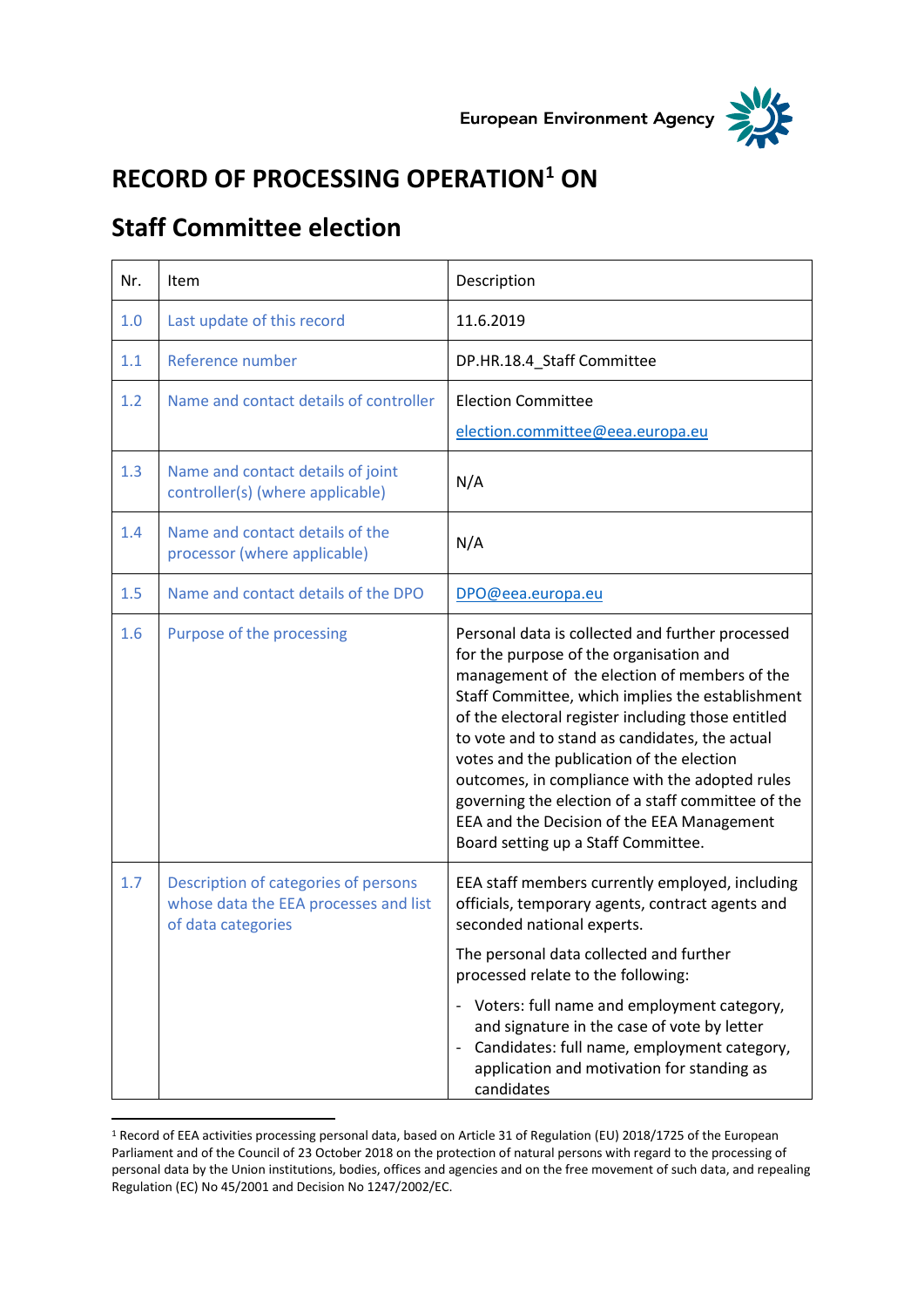European Environment Agency

# RECORD OF PROCESSING OPERATION[1] ON

## Staff Committee election

| Nr. | Item | Description |
|---|---|---|
| 1.0 | Last update of this record | 11.6.2019 |
| 1.1 | Reference number | DP.HR.18.4_Staff Committee |
| 1.2 | Name and contact details of controller | Election Committee<br>election.committee@eea.europa.eu |
| 1.3 | Name and contact details of joint controller(s) (where applicable) | N/A |
| 1.4 | Name and contact details of the processor (where applicable) | N/A |
| 1.5 | Name and contact details of the DPO | DPO@eea.europa.eu |
| 1.6 | Purpose of the processing | Personal data is collected and further processed for the purpose of the organisation and management of the election of members of the Staff Committee, which implies the establishment of the electoral register including those entitled to vote and to stand as candidates, the actual votes and the publication of the election outcomes, in compliance with the adopted rules governing the election of a staff committee of the EEA and the Decision of the EEA Management Board setting up a Staff Committee. |
| 1.7 | Description of categories of persons whose data the EEA processes and list of data categories | EEA staff members currently employed, including officials, temporary agents, contract agents and seconded national experts.<br>The personal data collected and further processed relate to the following:<br>- Voters: full name and employment category, and signature in the case of vote by letter<br>- Candidates: full name, employment category, application and motivation for standing as candidates |

[1] Record of EEA activities processing personal data, based on Article 31 of Regulation (EU) 2018/1725 of the European Parliament and of the Council of 23 October 2018 on the protection of natural persons with regard to the processing of personal data by the Union institutions, bodies, offices and agencies and on the free movement of such data, and repealing Regulation (EC) No 45/2001 and Decision No 1247/2002/EC.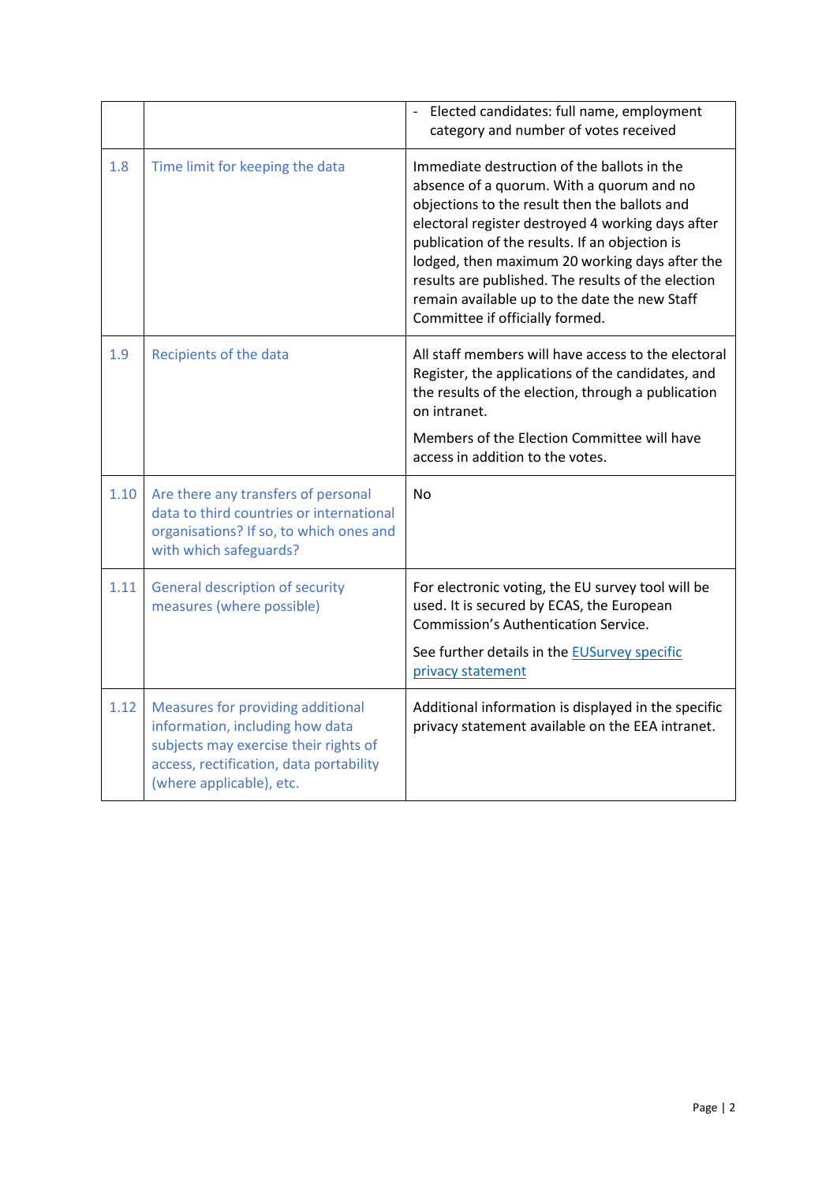| | | |
|---|---|---|
| | | - Elected candidates: full name, employment category and number of votes received |
| 1.8 | Time limit for keeping the data | Immediate destruction of the ballots in the absence of a quorum. With a quorum and no objections to the result then the ballots and electoral register destroyed 4 working days after publication of the results. If an objection is lodged, then maximum 20 working days after the results are published. The results of the election remain available up to the date the new Staff Committee if officially formed. |
| 1.9 | Recipients of the data | All staff members will have access to the electoral Register, the applications of the candidates, and the results of the election, through a publication on intranet.<br><br>Members of the Election Committee will have access in addition to the votes. |
| 1.10 | Are there any transfers of personal data to third countries or international organisations? If so, to which ones and with which safeguards? | No |
| 1.11 | General description of security measures (where possible) | For electronic voting, the EU survey tool will be used. It is secured by ECAS, the European Commission's Authentication Service.<br><br>See further details in the EUSurvey specific privacy statement |
| 1.12 | Measures for providing additional information, including how data subjects may exercise their rights of access, rectification, data portability (where applicable), etc. | Additional information is displayed in the specific privacy statement available on the EEA intranet. |